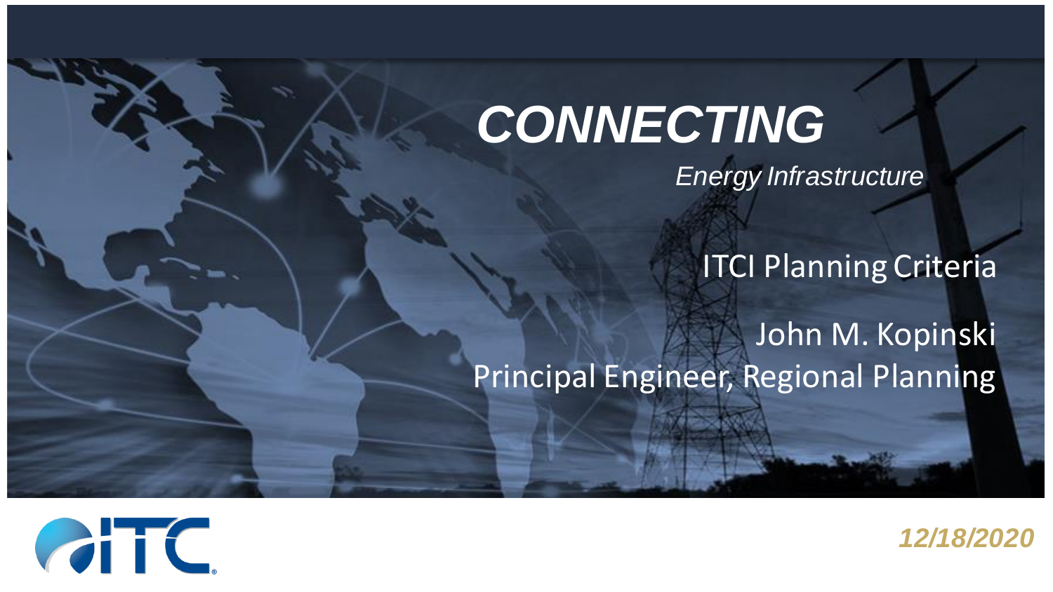# CONNECTING

*Energy Infrastructure*

## ITCI Planning Criteria

John M. Kopinski
Principal Engineer, Regional Planning

ITC

*12/18/2020*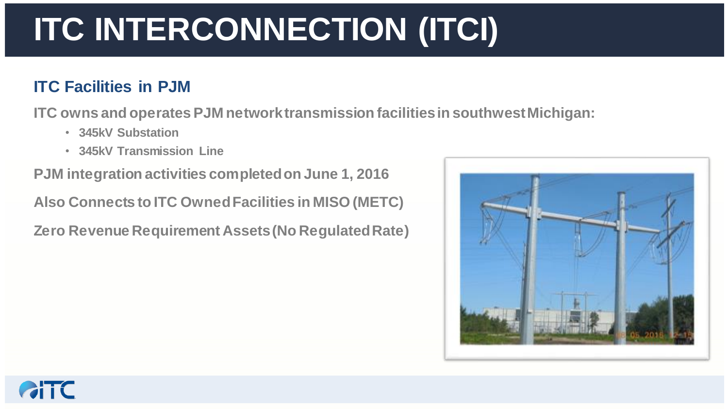# ITC INTERCONNECTION (ITCI)

## ITC Facilities in PJM

ITC owns and operates PJM network transmission facilities in southwest Michigan:

- 345kV Substation
- 345kV Transmission Line

PJM integration activities completed on June 1, 2016

Also Connects to ITC Owned Facilities in MISO (METC)

Zero Revenue Requirement Assets (No Regulated Rate)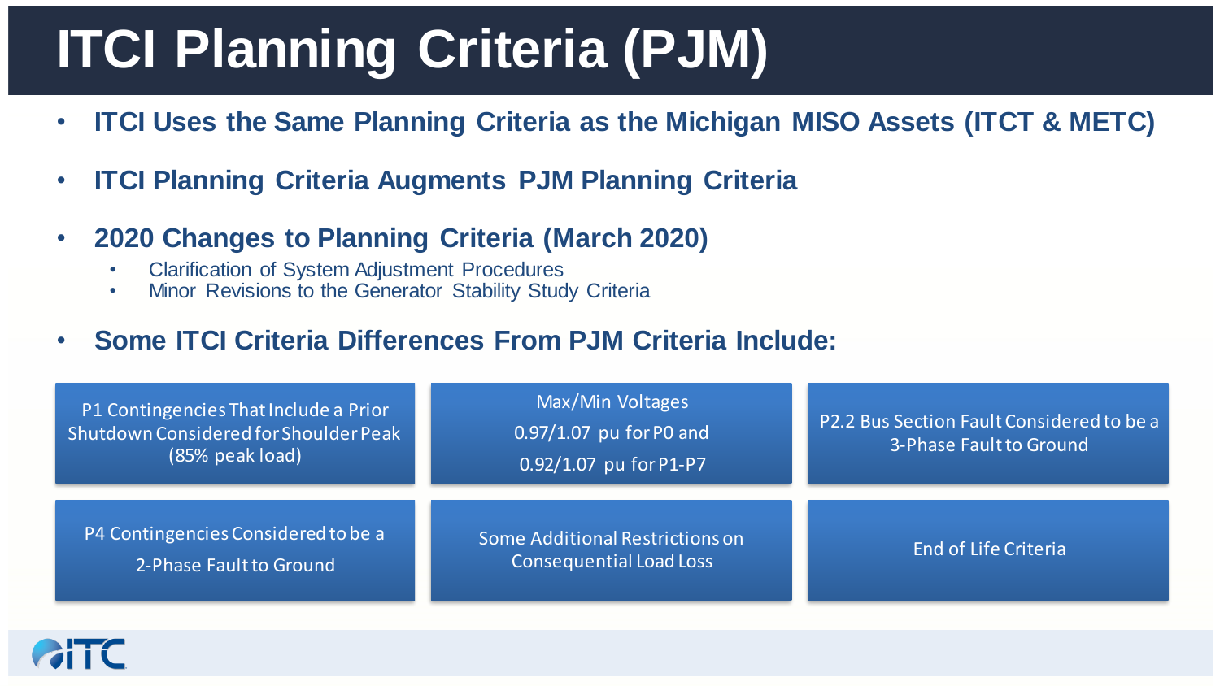# ITCI Planning Criteria (PJM)

- **ITCI Uses the Same Planning Criteria as the Michigan MISO Assets (ITCT & METC)**
- **ITCI Planning Criteria Augments PJM Planning Criteria**
- **2020 Changes to Planning Criteria (March 2020)**
  - Clarification of System Adjustment Procedures
  - Minor Revisions to the Generator Stability Study Criteria
- **Some ITCI Criteria Differences From PJM Criteria Include:**
  - P1 Contingencies That Include a Prior Shutdown Considered for Shoulder Peak (85% peak load)
  - Max/Min Voltages 0.97/1.07 pu for P0 and 0.92/1.07 pu for P1-P7
  - P2.2 Bus Section Fault Considered to be a 3-Phase Fault to Ground
  - P4 Contingencies Considered to be a 2-Phase Fault to Ground
  - Some Additional Restrictions on Consequential Load Loss
  - End of Life Criteria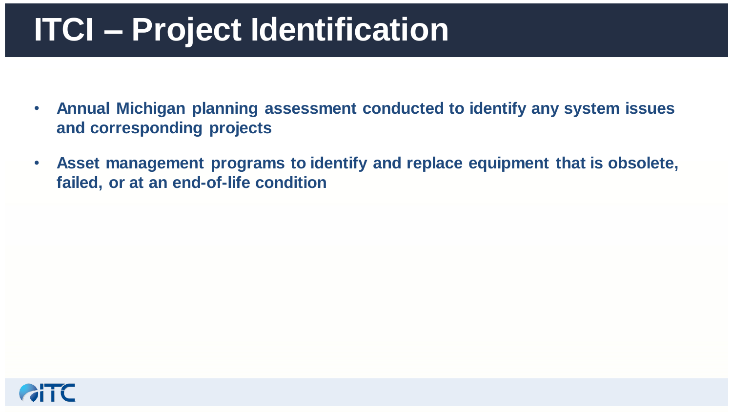# ITCI – Project Identification

- **Annual Michigan planning assessment conducted to identify any system issues and corresponding projects**
- **Asset management programs to identify and replace equipment that is obsolete, failed, or at an end-of-life condition**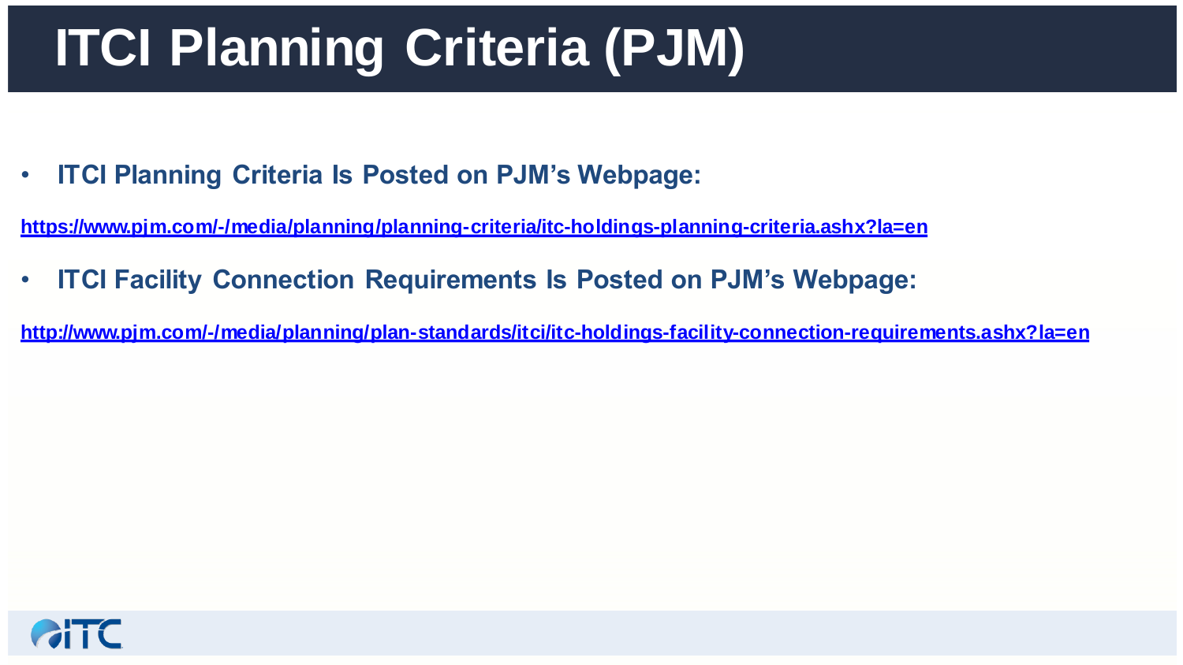# ITCI Planning Criteria (PJM)

- **ITCI Planning Criteria Is Posted on PJM's Webpage:**

https://www.pjm.com/-/media/planning/planning-criteria/itc-holdings-planning-criteria.ashx?la=en

- **ITCI Facility Connection Requirements Is Posted on PJM's Webpage:**

http://www.pjm.com/-/media/planning/plan-standards/itci/itc-holdings-facility-connection-requirements.ashx?la=en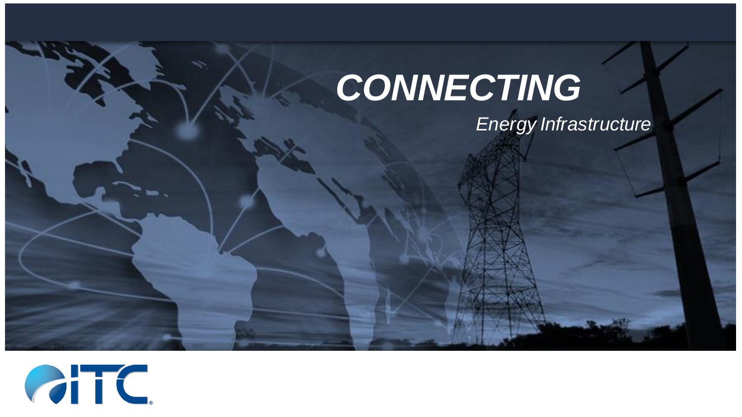# *CONNECTING*

*Energy Infrastructure*

ITC®